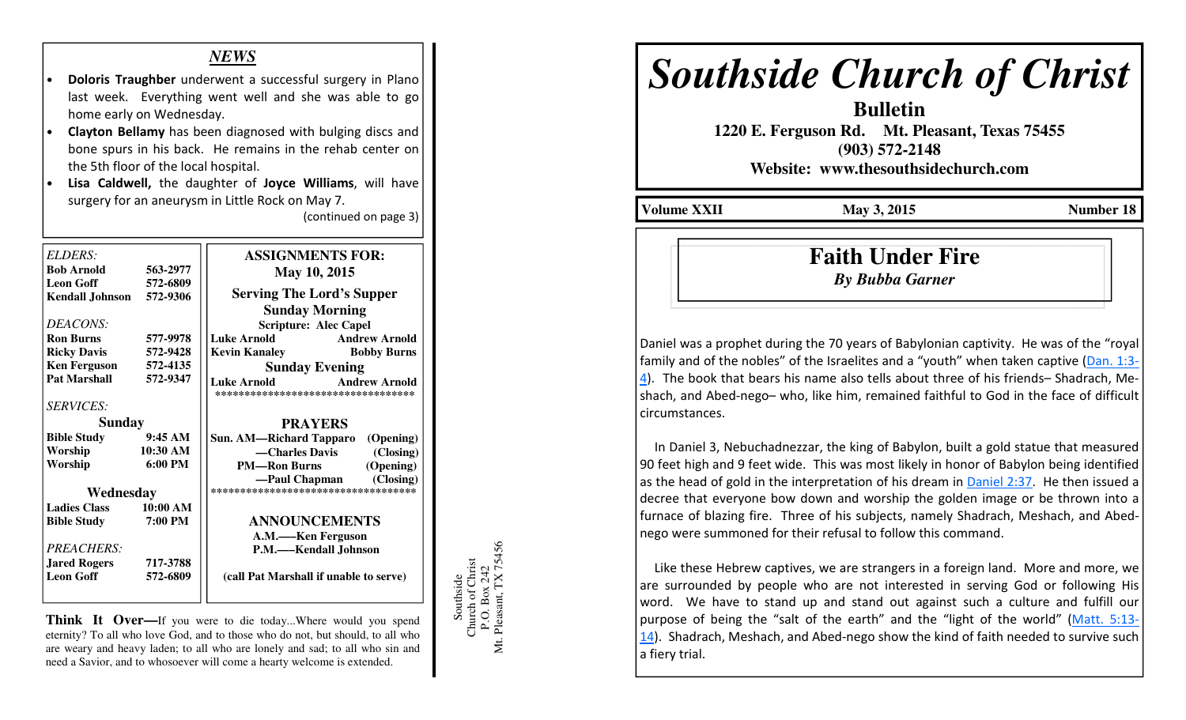## NEWS

- **Doloris Traughber** underwent a successful surgery in Plano last week. Everything went well and she was able to go home early on Wednesday.
- **Clayton Bellamy** has been diagnosed with bulging discs and bone spurs in his back. He remains in the rehab center on the 5th floor of the local hospital.
- **Lisa Caldwell,** the daughter of **Joyce Williams**, will have surgery for an aneurysm in Little Rock on May 7.

(continued on page 3)

*ELDERS:*

| | |
|---|---|
| **Bob Arnold** | **563-2977** |
| **Leon Goff** | **572-6809** |
| **Kendall Johnson** | **572-9306** |

*DEACONS:*

| | |
|---|---|
| **Ron Burns** | **577-9978** |
| **Ricky Davis** | **572-9428** |
| **Ken Ferguson** | **572-4135** |
| **Pat Marshall** | **572-9347** |

*SERVICES:*

**Sunday**

| | |
|---|---|
| **Bible Study** | **9:45 AM** |
| **Worship** | **10:30 AM** |
| **Worship** | **6:00 PM** |

**Wednesday**

| | |
|---|---|
| **Ladies Class** | **10:00 AM** |
| **Bible Study** | **7:00 PM** |

*PREACHERS:*

| | |
|---|---|
| **Jared Rogers** | **717-3788** |
| **Leon Goff** | **572-6809** |

**ASSIGNMENTS FOR:**
**May 10, 2015**

**Serving The Lord's Supper**

**Sunday Morning**

**Scripture: Alec Capel**

| | |
|---|---|
| **Luke Arnold** | **Andrew Arnold** |
| **Kevin Kanaley** | **Bobby Burns** |

**Sunday Evening**

| | |
|---|---|
| **Luke Arnold** | **Andrew Arnold** |

************************************

**PRAYERS**

| | |
|---|---|
| **Sun. AM—Richard Tapparo** | **(Opening)** |
| **—Charles Davis** | **(Closing)** |
| **PM—Ron Burns** | **(Opening)** |
| **—Paul Chapman** | **(Closing)** |

************************************

**ANNOUNCEMENTS**

**A.M.—Ken Ferguson**
**P.M.—Kendall Johnson**

**(call Pat Marshall if unable to serve)**

**Think It Over—**If you were to die today...Where would you spend eternity? To all who love God, and to those who do not, but should, to all who are weary and heavy laden; to all who are lonely and sad; to all who sin and need a Savior, and to whosoever will come a hearty welcome is extended.

Southside
Church of Christ
P.O. Box 242
Mt. Pleasant, TX 75456

# *Southside Church of Christ*

**Bulletin**

**1220 E. Ferguson Rd. Mt. Pleasant, Texas 75455**
**(903) 572-2148**
**Website: www.thesouthsidechurch.com**

| **Volume XXII** | **May 3, 2015** | **Number 18** |
|---|---|---|

## Faith Under Fire

***By Bubba Garner***

Daniel was a prophet during the 70 years of Babylonian captivity. He was of the "royal family and of the nobles" of the Israelites and a "youth" when taken captive (Dan. 1:3-4). The book that bears his name also tells about three of his friends– Shadrach, Meshach, and Abed-nego– who, like him, remained faithful to God in the face of difficult circumstances.

In Daniel 3, Nebuchadnezzar, the king of Babylon, built a gold statue that measured 90 feet high and 9 feet wide. This was most likely in honor of Babylon being identified as the head of gold in the interpretation of his dream in Daniel 2:37. He then issued a decree that everyone bow down and worship the golden image or be thrown into a furnace of blazing fire. Three of his subjects, namely Shadrach, Meshach, and Abed-nego were summoned for their refusal to follow this command.

Like these Hebrew captives, we are strangers in a foreign land. More and more, we are surrounded by people who are not interested in serving God or following His word. We have to stand up and stand out against such a culture and fulfill our purpose of being the "salt of the earth" and the "light of the world" (Matt. 5:13-14). Shadrach, Meshach, and Abed-nego show the kind of faith needed to survive such a fiery trial.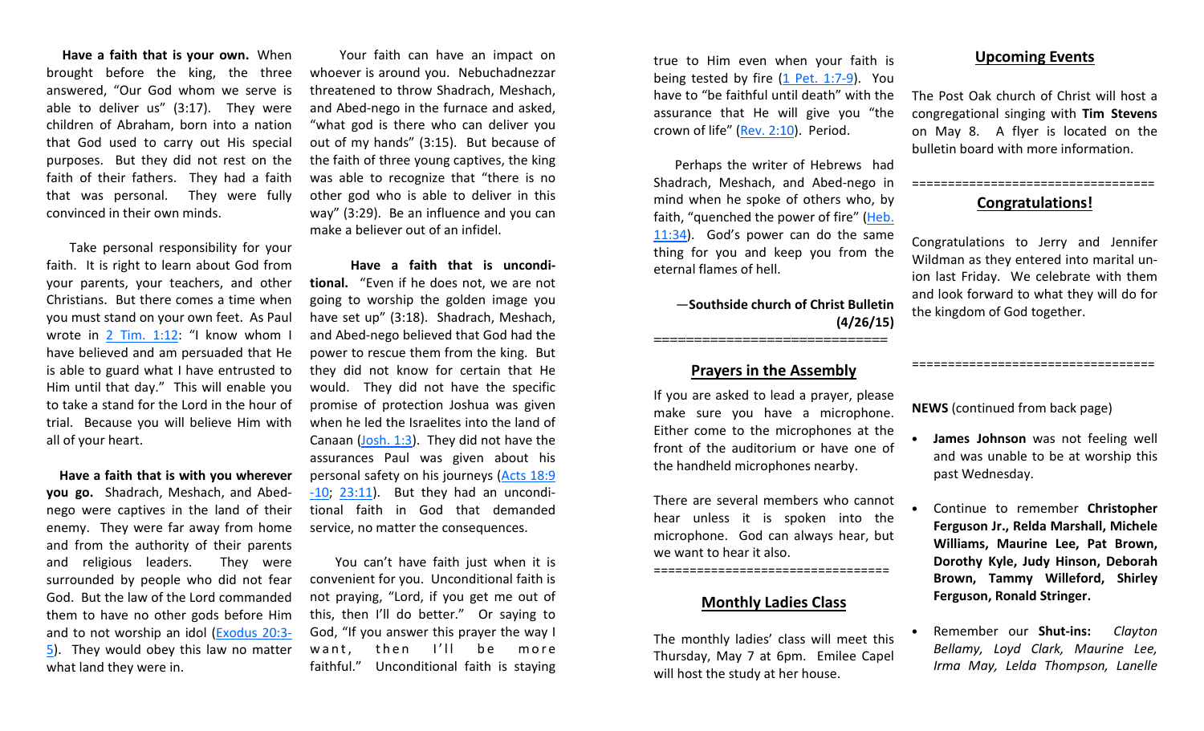**Have a faith that is your own.** When brought before the king, the three answered, "Our God whom we serve is able to deliver us" (3:17). They were children of Abraham, born into a nation that God used to carry out His special purposes. But they did not rest on the faith of their fathers. They had a faith that was personal. They were fully convinced in their own minds.

Take personal responsibility for your faith. It is right to learn about God from your parents, your teachers, and other Christians. But there comes a time when you must stand on your own feet. As Paul wrote in 2 Tim. 1:12: "I know whom I have believed and am persuaded that He is able to guard what I have entrusted to Him until that day." This will enable you to take a stand for the Lord in the hour of trial. Because you will believe Him with all of your heart.

**Have a faith that is with you wherever you go.** Shadrach, Meshach, and Abed-nego were captives in the land of their enemy. They were far away from home and from the authority of their parents and religious leaders. They were surrounded by people who did not fear God. But the law of the Lord commanded them to have no other gods before Him and to not worship an idol (Exodus 20:3-5). They would obey this law no matter what land they were in.

Your faith can have an impact on whoever is around you. Nebuchadnezzar threatened to throw Shadrach, Meshach, and Abed-nego in the furnace and asked, "what god is there who can deliver you out of my hands" (3:15). But because of the faith of three young captives, the king was able to recognize that "there is no other god who is able to deliver in this way" (3:29). Be an influence and you can make a believer out of an infidel.

**Have a faith that is unconditional.** "Even if he does not, we are not going to worship the golden image you have set up" (3:18). Shadrach, Meshach, and Abed-nego believed that God had the power to rescue them from the king. But they did not know for certain that He would. They did not have the specific promise of protection Joshua was given when he led the Israelites into the land of Canaan (Josh. 1:3). They did not have the assurances Paul was given about his personal safety on his journeys (Acts 18:9-10; 23:11). But they had an unconditional faith in God that demanded service, no matter the consequences.

You can't have faith just when it is convenient for you. Unconditional faith is not praying, "Lord, if you get me out of this, then I'll do better." Or saying to God, "If you answer this prayer the way I want, then I'll be more faithful." Unconditional faith is staying true to Him even when your faith is being tested by fire (1 Pet. 1:7-9). You have to "be faithful until death" with the assurance that He will give you "the crown of life" (Rev. 2:10). Period.

Perhaps the writer of Hebrews had Shadrach, Meshach, and Abed-nego in mind when he spoke of others who, by faith, "quenched the power of fire" (Heb. 11:34). God's power can do the same thing for you and keep you from the eternal flames of hell.

—**Southside church of Christ Bulletin (4/26/15)**

==============================

## Prayers in the Assembly

If you are asked to lead a prayer, please make sure you have a microphone. Either come to the microphones at the front of the auditorium or have one of the handheld microphones nearby.

There are several members who cannot hear unless it is spoken into the microphone. God can always hear, but we want to hear it also.

=================================

## Monthly Ladies Class

The monthly ladies' class will meet this Thursday, May 7 at 6pm. Emilee Capel will host the study at her house.

## Upcoming Events

The Post Oak church of Christ will host a congregational singing with **Tim Stevens** on May 8. A flyer is located on the bulletin board with more information.

==================================

## Congratulations!

Congratulations to Jerry and Jennifer Wildman as they entered into marital union last Friday. We celebrate with them and look forward to what they will do for the kingdom of God together.

==================================

**NEWS** (continued from back page)

- **James Johnson** was not feeling well and was unable to be at worship this past Wednesday.
- Continue to remember **Christopher Ferguson Jr., Relda Marshall, Michele Williams, Maurine Lee, Pat Brown, Dorothy Kyle, Judy Hinson, Deborah Brown, Tammy Willeford, Shirley Ferguson, Ronald Stringer.**
- Remember our **Shut-ins:** *Clayton Bellamy, Loyd Clark, Maurine Lee, Irma May, Lelda Thompson, Lanelle*